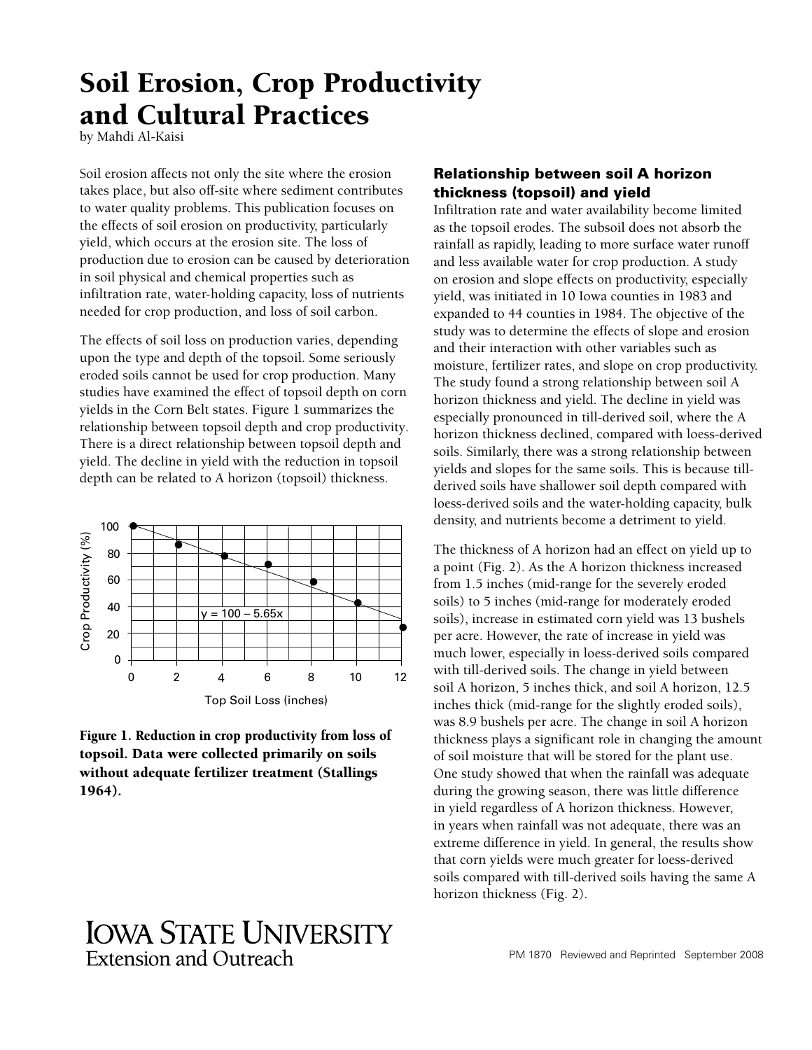# Soil Erosion, Crop Productivity and Cultural Practices

by Mahdi Al-Kaisi

Soil erosion affects not only the site where the erosion takes place, but also off-site where sediment contributes to water quality problems. This publication focuses on the effects of soil erosion on productivity, particularly yield, which occurs at the erosion site. The loss of production due to erosion can be caused by deterioration in soil physical and chemical properties such as infiltration rate, water-holding capacity, loss of nutrients needed for crop production, and loss of soil carbon.

The effects of soil loss on production varies, depending upon the type and depth of the topsoil. Some seriously eroded soils cannot be used for crop production. Many studies have examined the effect of topsoil depth on corn yields in the Corn Belt states. Figure 1 summarizes the relationship between topsoil depth and crop productivity. There is a direct relationship between topsoil depth and yield. The decline in yield with the reduction in topsoil depth can be related to A horizon (topsoil) thickness.

**Figure 1. Reduction in crop productivity from loss of topsoil. Data were collected primarily on soils without adequate fertilizer treatment (Stallings 1964).**

## Relationship between soil A horizon thickness (topsoil) and yield

Infiltration rate and water availability become limited as the topsoil erodes. The subsoil does not absorb the rainfall as rapidly, leading to more surface water runoff and less available water for crop production. A study on erosion and slope effects on productivity, especially yield, was initiated in 10 Iowa counties in 1983 and expanded to 44 counties in 1984. The objective of the study was to determine the effects of slope and erosion and their interaction with other variables such as moisture, fertilizer rates, and slope on crop productivity. The study found a strong relationship between soil A horizon thickness and yield. The decline in yield was especially pronounced in till-derived soil, where the A horizon thickness declined, compared with loess-derived soils. Similarly, there was a strong relationship between yields and slopes for the same soils. This is because till-derived soils have shallower soil depth compared with loess-derived soils and the water-holding capacity, bulk density, and nutrients become a detriment to yield.

The thickness of A horizon had an effect on yield up to a point (Fig. 2). As the A horizon thickness increased from 1.5 inches (mid-range for the severely eroded soils) to 5 inches (mid-range for moderately eroded soils), increase in estimated corn yield was 13 bushels per acre. However, the rate of increase in yield was much lower, especially in loess-derived soils compared with till-derived soils. The change in yield between soil A horizon, 5 inches thick, and soil A horizon, 12.5 inches thick (mid-range for the slightly eroded soils), was 8.9 bushels per acre. The change in soil A horizon thickness plays a significant role in changing the amount of soil moisture that will be stored for the plant use. One study showed that when the rainfall was adequate during the growing season, there was little difference in yield regardless of A horizon thickness. However, in years when rainfall was not adequate, there was an extreme difference in yield. In general, the results show that corn yields were much greater for loess-derived soils compared with till-derived soils having the same A horizon thickness (Fig. 2).

PM 1870 Reviewed and Reprinted September 2008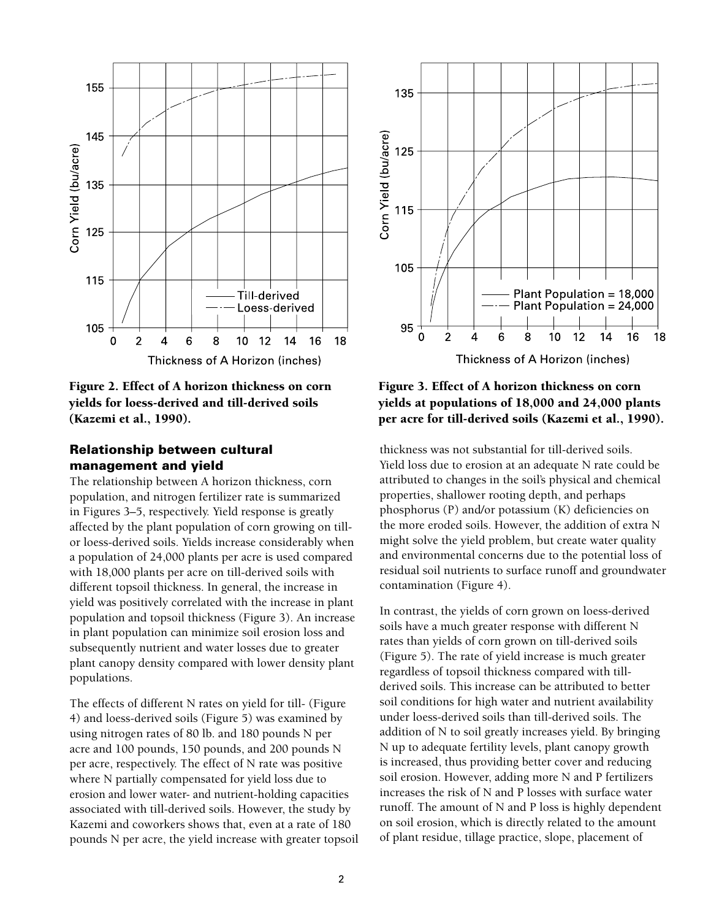Figure 2. Effect of A horizon thickness on corn yields for loess-derived and till-derived soils (Kazemi et al., 1990).

Figure 3. Effect of A horizon thickness on corn yields at populations of 18,000 and 24,000 plants per acre for till-derived soils (Kazemi et al., 1990).

## Relationship between cultural management and yield

The relationship between A horizon thickness, corn population, and nitrogen fertilizer rate is summarized in Figures 3–5, respectively. Yield response is greatly affected by the plant population of corn growing on till- or loess-derived soils. Yields increase considerably when a population of 24,000 plants per acre is used compared with 18,000 plants per acre on till-derived soils with different topsoil thickness. In general, the increase in yield was positively correlated with the increase in plant population and topsoil thickness (Figure 3). An increase in plant population can minimize soil erosion loss and subsequently nutrient and water losses due to greater plant canopy density compared with lower density plant populations.

The effects of different N rates on yield for till- (Figure 4) and loess-derived soils (Figure 5) was examined by using nitrogen rates of 80 lb. and 180 pounds N per acre and 100 pounds, 150 pounds, and 200 pounds N per acre, respectively. The effect of N rate was positive where N partially compensated for yield loss due to erosion and lower water- and nutrient-holding capacities associated with till-derived soils. However, the study by Kazemi and coworkers shows that, even at a rate of 180 pounds N per acre, the yield increase with greater topsoil thickness was not substantial for till-derived soils. Yield loss due to erosion at an adequate N rate could be attributed to changes in the soil's physical and chemical properties, shallower rooting depth, and perhaps phosphorus (P) and/or potassium (K) deficiencies on the more eroded soils. However, the addition of extra N might solve the yield problem, but create water quality and environmental concerns due to the potential loss of residual soil nutrients to surface runoff and groundwater contamination (Figure 4).

In contrast, the yields of corn grown on loess-derived soils have a much greater response with different N rates than yields of corn grown on till-derived soils (Figure 5). The rate of yield increase is much greater regardless of topsoil thickness compared with till-derived soils. This increase can be attributed to better soil conditions for high water and nutrient availability under loess-derived soils than till-derived soils. The addition of N to soil greatly increases yield. By bringing N up to adequate fertility levels, plant canopy growth is increased, thus providing better cover and reducing soil erosion. However, adding more N and P fertilizers increases the risk of N and P losses with surface water runoff. The amount of N and P loss is highly dependent on soil erosion, which is directly related to the amount of plant residue, tillage practice, slope, placement of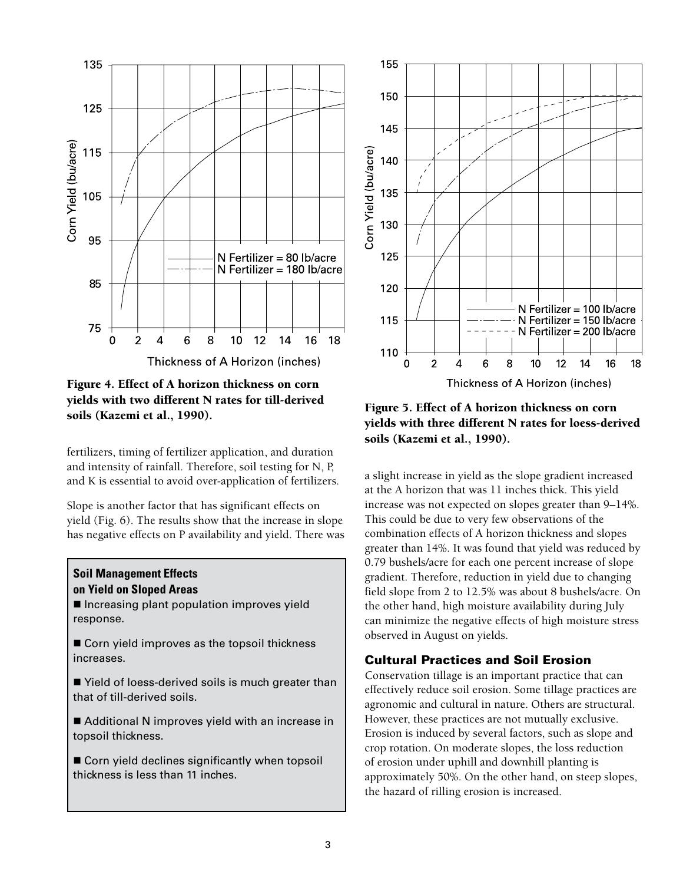Figure 4. Effect of A horizon thickness on corn yields with two different N rates for till-derived soils (Kazemi et al., 1990).

Figure 5. Effect of A horizon thickness on corn yields with three different N rates for loess-derived soils (Kazemi et al., 1990).

fertilizers, timing of fertilizer application, and duration and intensity of rainfall. Therefore, soil testing for N, P, and K is essential to avoid over-application of fertilizers.

Slope is another factor that has significant effects on yield (Fig. 6). The results show that the increase in slope has negative effects on P availability and yield. There was a slight increase in yield as the slope gradient increased at the A horizon that was 11 inches thick. This yield increase was not expected on slopes greater than 9–14%. This could be due to very few observations of the combination effects of A horizon thickness and slopes greater than 14%. It was found that yield was reduced by 0.79 bushels/acre for each one percent increase of slope gradient. Therefore, reduction in yield due to changing field slope from 2 to 12.5% was about 8 bushels/acre. On the other hand, high moisture availability during July can minimize the negative effects of high moisture stress observed in August on yields.

**Soil Management Effects on Yield on Sloped Areas**

- Increasing plant population improves yield response.
- Corn yield improves as the topsoil thickness increases.
- Yield of loess-derived soils is much greater than that of till-derived soils.
- Additional N improves yield with an increase in topsoil thickness.
- Corn yield declines significantly when topsoil thickness is less than 11 inches.

## Cultural Practices and Soil Erosion

Conservation tillage is an important practice that can effectively reduce soil erosion. Some tillage practices are agronomic and cultural in nature. Others are structural. However, these practices are not mutually exclusive. Erosion is induced by several factors, such as slope and crop rotation. On moderate slopes, the loss reduction of erosion under uphill and downhill planting is approximately 50%. On the other hand, on steep slopes, the hazard of rilling erosion is increased.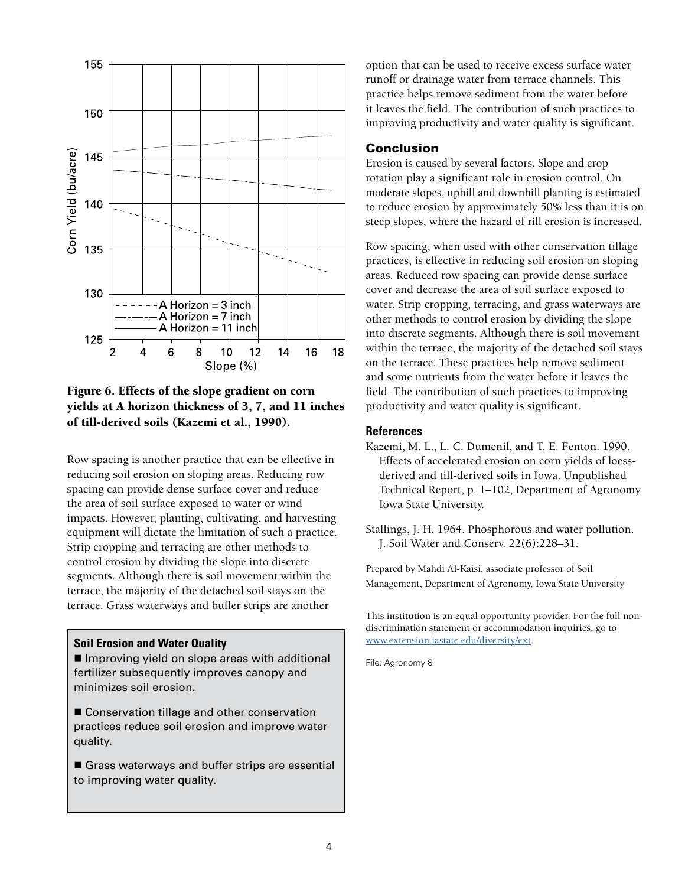155
150
145
140
135
130
125
Corn Yield (bu/acre)
2 4 6 8 10 12 14 16 18
Slope (%)
A Horizon = 3 inch
A Horizon = 7 inch
A Horizon = 11 inch

**Figure 6. Effects of the slope gradient on corn yields at A horizon thickness of 3, 7, and 11 inches of till-derived soils (Kazemi et al., 1990).**

Row spacing is another practice that can be effective in reducing soil erosion on sloping areas. Reducing row spacing can provide dense surface cover and reduce the area of soil surface exposed to water or wind impacts. However, planting, cultivating, and harvesting equipment will dictate the limitation of such a practice. Strip cropping and terracing are other methods to control erosion by dividing the slope into discrete segments. Although there is soil movement within the terrace, the majority of the detached soil stays on the terrace. Grass waterways and buffer strips are another option that can be used to receive excess surface water runoff or drainage water from terrace channels. This practice helps remove sediment from the water before it leaves the field. The contribution of such practices to improving productivity and water quality is significant.

### Soil Erosion and Water Quality

- Improving yield on slope areas with additional fertilizer subsequently improves canopy and minimizes soil erosion.
- Conservation tillage and other conservation practices reduce soil erosion and improve water quality.
- Grass waterways and buffer strips are essential to improving water quality.

## Conclusion

Erosion is caused by several factors. Slope and crop rotation play a significant role in erosion control. On moderate slopes, uphill and downhill planting is estimated to reduce erosion by approximately 50% less than it is on steep slopes, where the hazard of rill erosion is increased.

Row spacing, when used with other conservation tillage practices, is effective in reducing soil erosion on sloping areas. Reduced row spacing can provide dense surface cover and decrease the area of soil surface exposed to water. Strip cropping, terracing, and grass waterways are other methods to control erosion by dividing the slope into discrete segments. Although there is soil movement within the terrace, the majority of the detached soil stays on the terrace. These practices help remove sediment and some nutrients from the water before it leaves the field. The contribution of such practices to improving productivity and water quality is significant.

### References

Kazemi, M. L., L. C. Dumenil, and T. E. Fenton. 1990. Effects of accelerated erosion on corn yields of loess-derived and till-derived soils in Iowa. Unpublished Technical Report, p. 1–102, Department of Agronomy Iowa State University.

Stallings, J. H. 1964. Phosphorous and water pollution. J. Soil Water and Conserv. 22(6):228–31.

Prepared by Mahdi Al-Kaisi, associate professor of Soil Management, Department of Agronomy, Iowa State University

This institution is an equal opportunity provider. For the full non-discrimination statement or accommodation inquiries, go to www.extension.iastate.edu/diversity/ext.

File: Agronomy 8